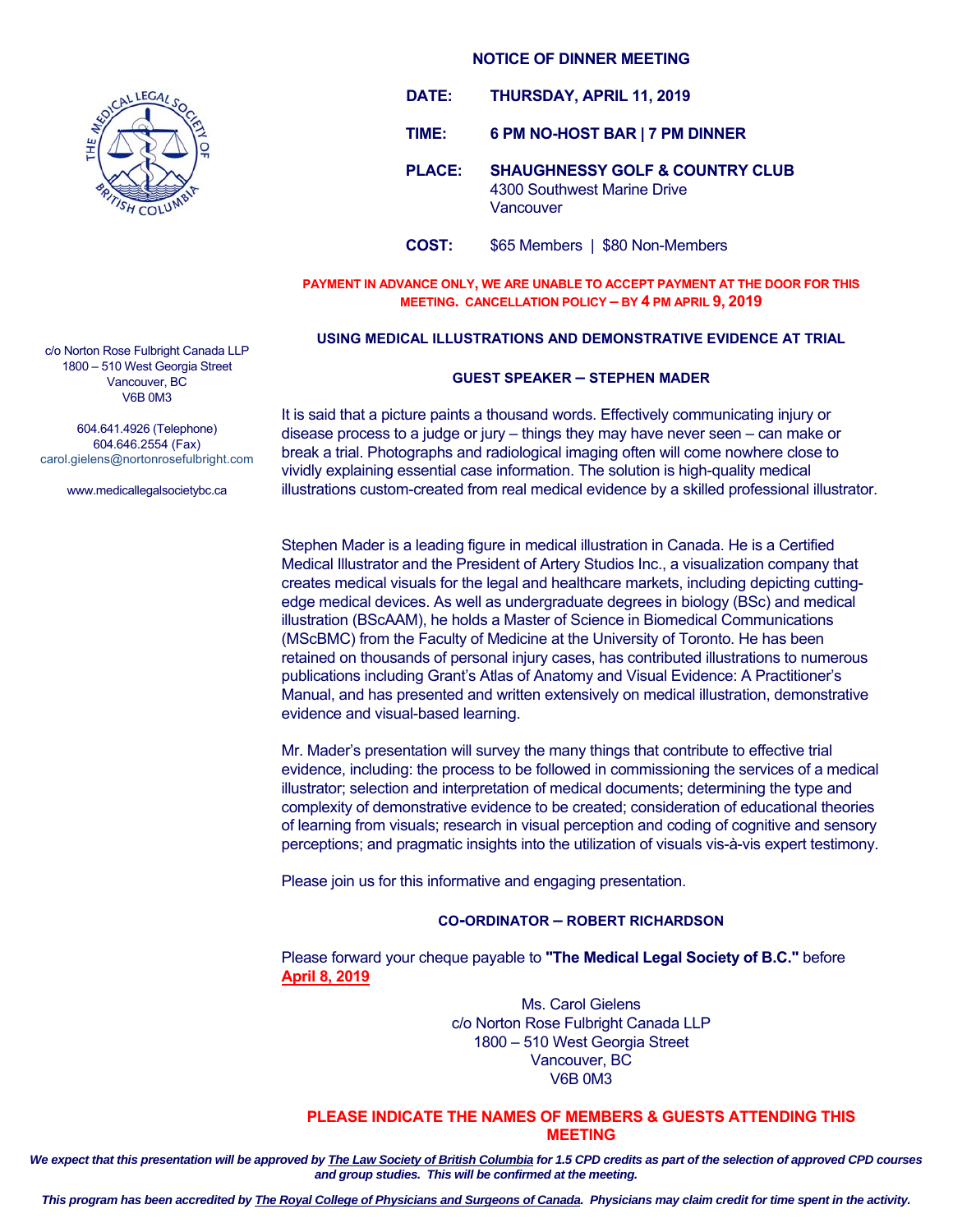THE MEDICAL LEGAL SOCIETY OF BRITISH COLUMBIA

c/o Norton Rose Fulbright Canada LLP
1800 – 510 West Georgia Street
Vancouver, BC
V6B 0M3

604.641.4926 (Telephone)
604.646.2554 (Fax)
carol.gielens@nortonrosefulbright.com

www.medicallegalsocietybc.ca

## NOTICE OF DINNER MEETING

**DATE:** **THURSDAY, APRIL 11, 2019**

**TIME:** **6 PM NO-HOST BAR | 7 PM DINNER**

**PLACE:** **SHAUGHNESSY GOLF & COUNTRY CLUB**
4300 Southwest Marine Drive
Vancouver

**COST:** $65 Members | $80 Non-Members

**PAYMENT IN ADVANCE ONLY, WE ARE UNABLE TO ACCEPT PAYMENT AT THE DOOR FOR THIS MEETING. CANCELLATION POLICY – BY 4 PM APRIL 9, 2019**

### USING MEDICAL ILLUSTRATIONS AND DEMONSTRATIVE EVIDENCE AT TRIAL

### GUEST SPEAKER – STEPHEN MADER

It is said that a picture paints a thousand words. Effectively communicating injury or disease process to a judge or jury – things they may have never seen – can make or break a trial. Photographs and radiological imaging often will come nowhere close to vividly explaining essential case information. The solution is high-quality medical illustrations custom-created from real medical evidence by a skilled professional illustrator.

Stephen Mader is a leading figure in medical illustration in Canada. He is a Certified Medical Illustrator and the President of Artery Studios Inc., a visualization company that creates medical visuals for the legal and healthcare markets, including depicting cutting-edge medical devices. As well as undergraduate degrees in biology (BSc) and medical illustration (BScAAM), he holds a Master of Science in Biomedical Communications (MScBMC) from the Faculty of Medicine at the University of Toronto. He has been retained on thousands of personal injury cases, has contributed illustrations to numerous publications including Grant's Atlas of Anatomy and Visual Evidence: A Practitioner's Manual, and has presented and written extensively on medical illustration, demonstrative evidence and visual-based learning.

Mr. Mader's presentation will survey the many things that contribute to effective trial evidence, including: the process to be followed in commissioning the services of a medical illustrator; selection and interpretation of medical documents; determining the type and complexity of demonstrative evidence to be created; consideration of educational theories of learning from visuals; research in visual perception and coding of cognitive and sensory perceptions; and pragmatic insights into the utilization of visuals vis-à-vis expert testimony.

Please join us for this informative and engaging presentation.

### CO-ORDINATOR – ROBERT RICHARDSON

Please forward your cheque payable to **"The Medical Legal Society of B.C."** before **April 8, 2019**

Ms. Carol Gielens
c/o Norton Rose Fulbright Canada LLP
1800 – 510 West Georgia Street
Vancouver, BC
V6B 0M3

**PLEASE INDICATE THE NAMES OF MEMBERS & GUESTS ATTENDING THIS MEETING**

***We expect that this presentation will be approved by The Law Society of British Columbia for 1.5 CPD credits as part of the selection of approved CPD courses and group studies. This will be confirmed at the meeting.***

***This program has been accredited by The Royal College of Physicians and Surgeons of Canada. Physicians may claim credit for time spent in the activity.***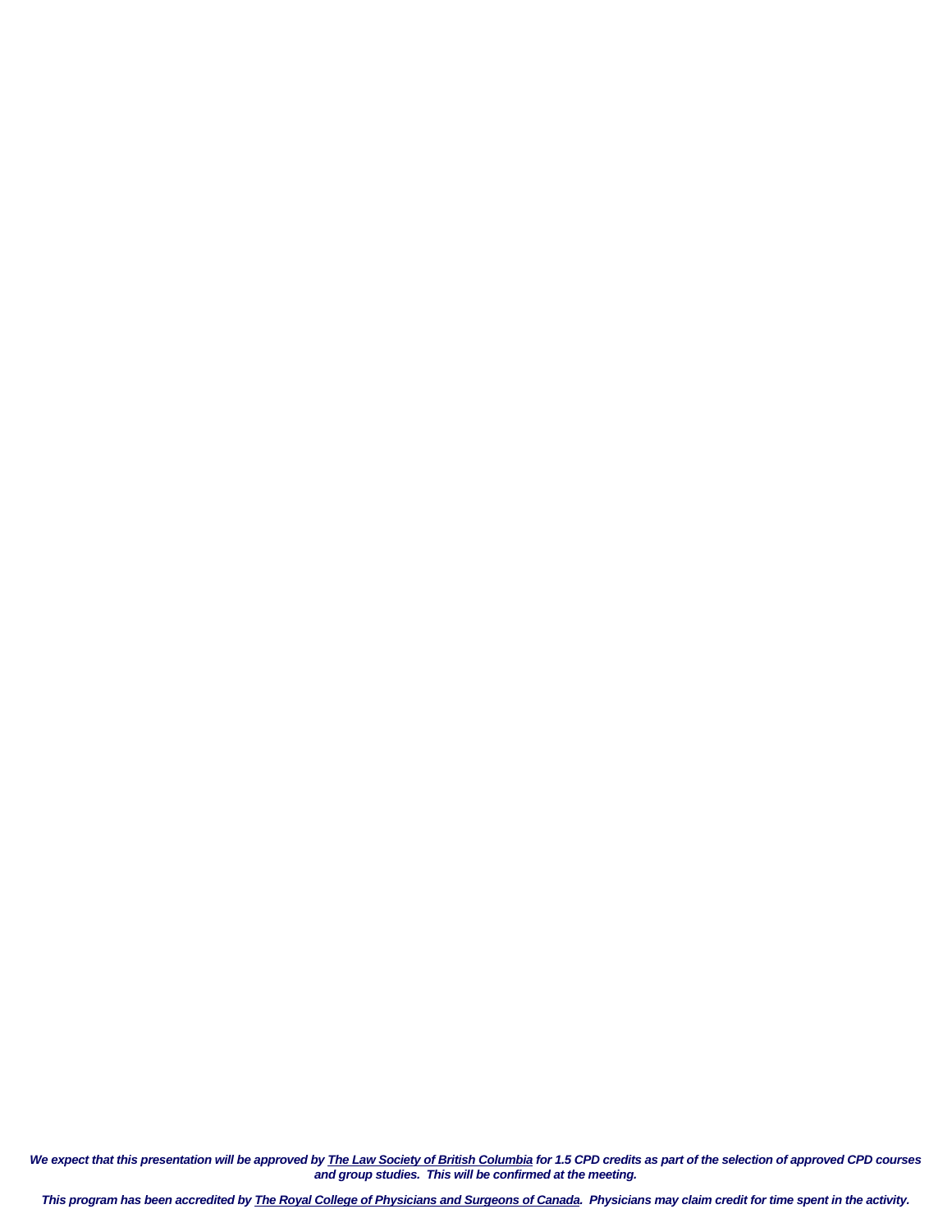***We expect that this presentation will be approved by The Law Society of British Columbia for 1.5 CPD credits as part of the selection of approved CPD courses and group studies. This will be confirmed at the meeting.***

***This program has been accredited by The Royal College of Physicians and Surgeons of Canada. Physicians may claim credit for time spent in the activity.***